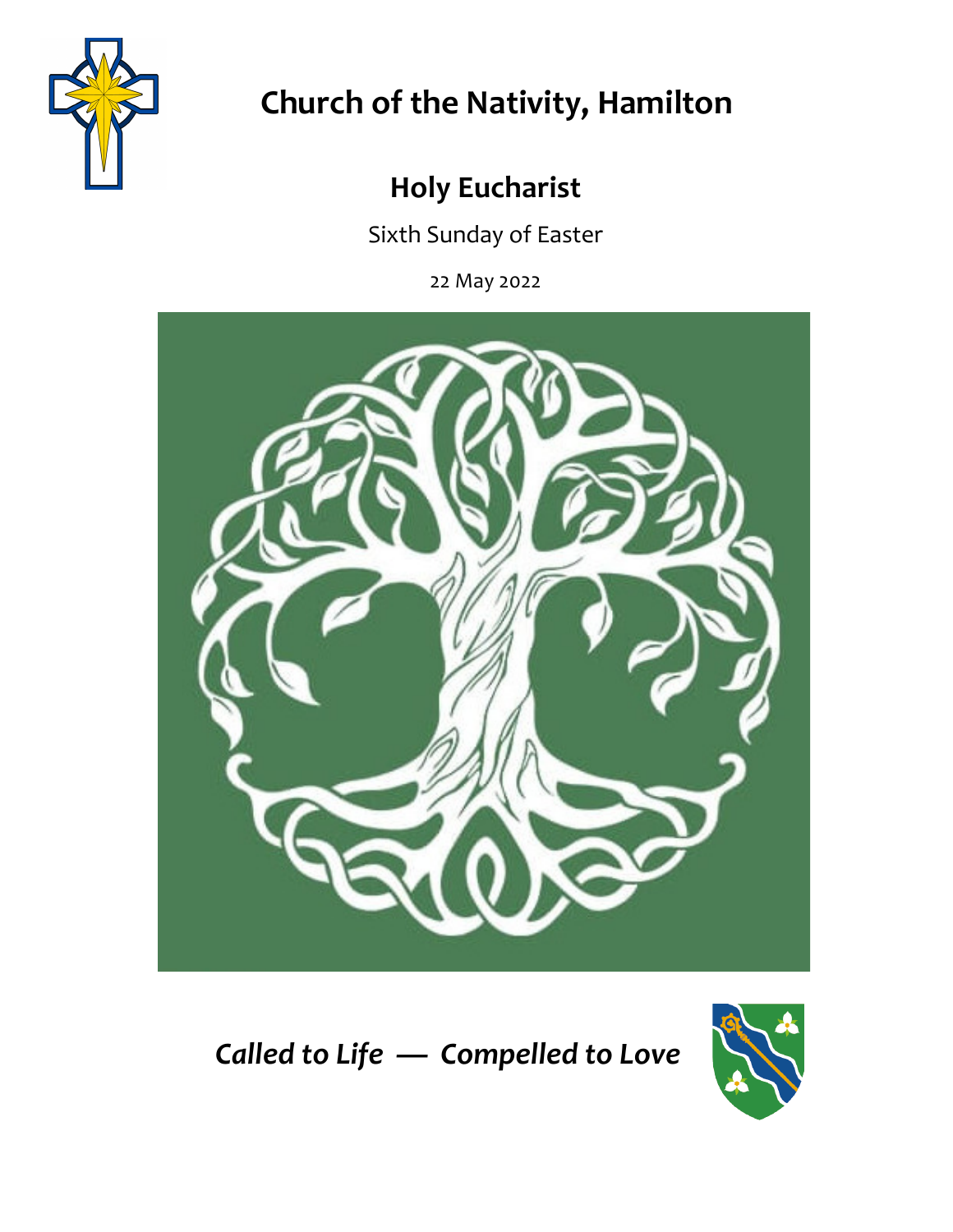# Church of the Nativity, Hamilton

## Holy Eucharist

Sixth Sunday of Easter

22 May 2022

*Called to Life — Compelled to Love*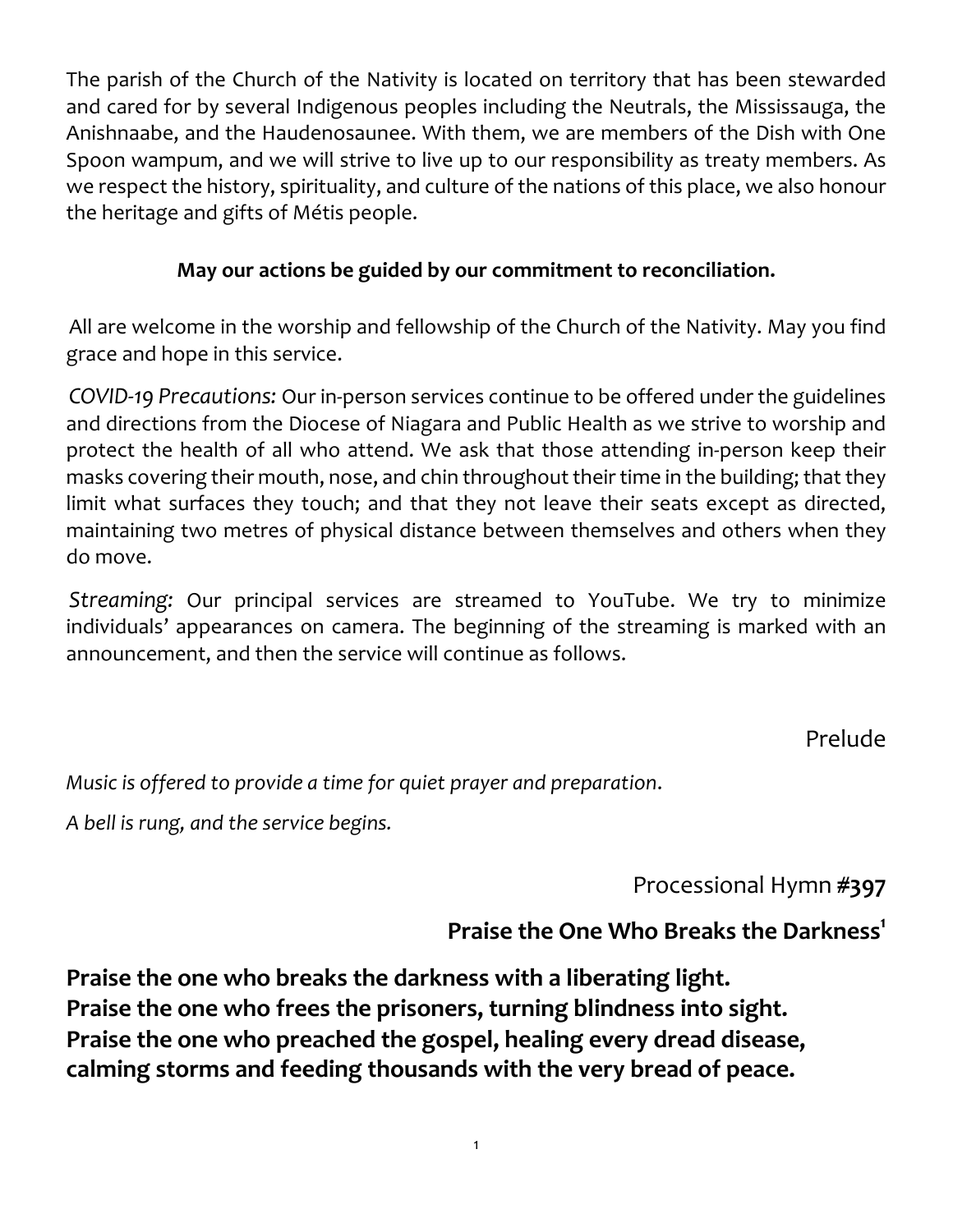The parish of the Church of the Nativity is located on territory that has been stewarded and cared for by several Indigenous peoples including the Neutrals, the Mississauga, the Anishnaabe, and the Haudenosaunee. With them, we are members of the Dish with One Spoon wampum, and we will strive to live up to our responsibility as treaty members. As we respect the history, spirituality, and culture of the nations of this place, we also honour the heritage and gifts of Métis people.

**May our actions be guided by our commitment to reconciliation.**

All are welcome in the worship and fellowship of the Church of the Nativity. May you find grace and hope in this service.

*COVID-19 Precautions:* Our in-person services continue to be offered under the guidelines and directions from the Diocese of Niagara and Public Health as we strive to worship and protect the health of all who attend. We ask that those attending in-person keep their masks covering their mouth, nose, and chin throughout their time in the building; that they limit what surfaces they touch; and that they not leave their seats except as directed, maintaining two metres of physical distance between themselves and others when they do move.

*Streaming:* Our principal services are streamed to YouTube. We try to minimize individuals' appearances on camera. The beginning of the streaming is marked with an announcement, and then the service will continue as follows.

## Prelude

*Music is offered to provide a time for quiet prayer and preparation.*

*A bell is rung, and the service begins.*

## Processional Hymn **#397**

### Praise the One Who Breaks the Darkness[1]

**Praise the one who breaks the darkness with a liberating light.**
**Praise the one who frees the prisoners, turning blindness into sight.**
**Praise the one who preached the gospel, healing every dread disease,**
**calming storms and feeding thousands with the very bread of peace.**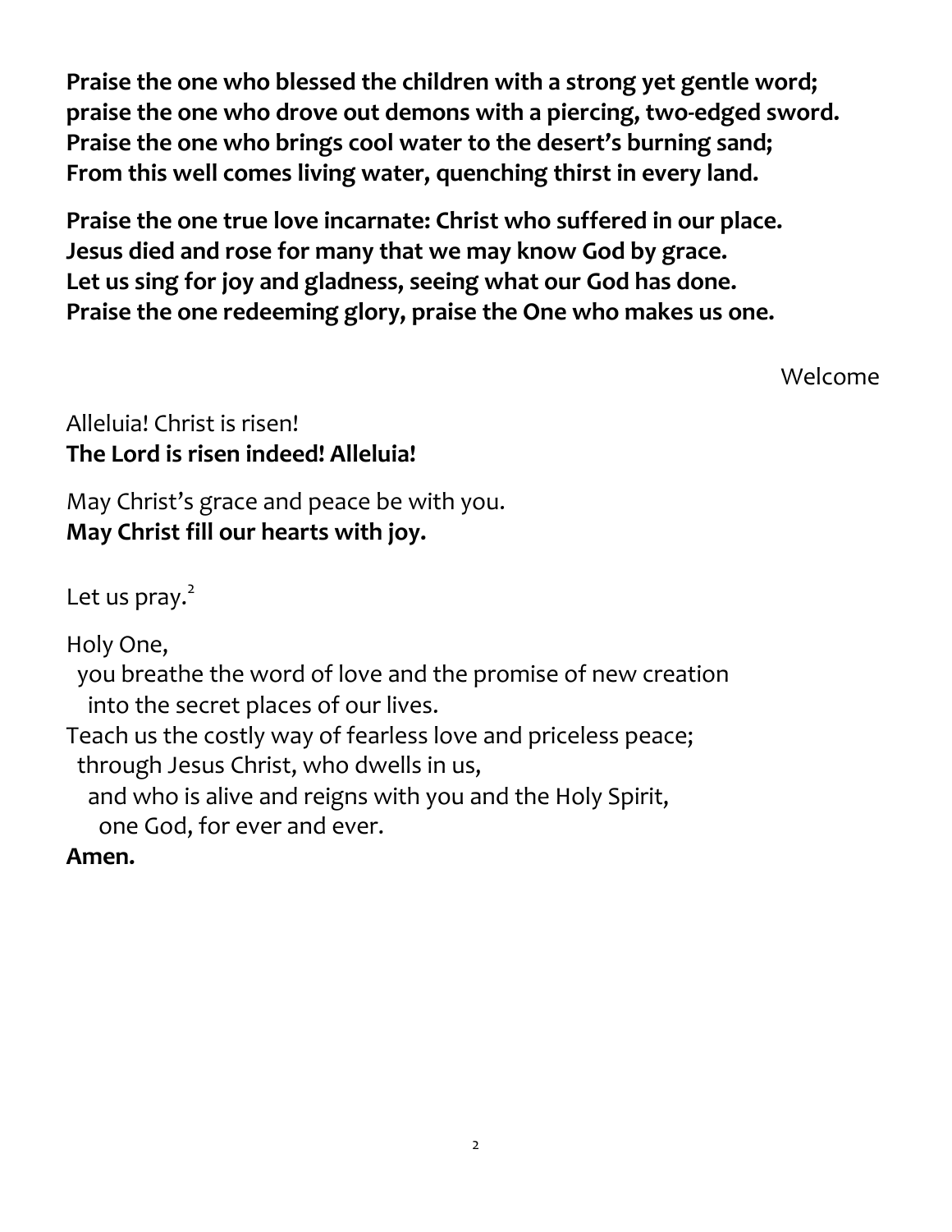**Praise the one who blessed the children with a strong yet gentle word;**
**praise the one who drove out demons with a piercing, two-edged sword.**
**Praise the one who brings cool water to the desert's burning sand;**
**From this well comes living water, quenching thirst in every land.**

**Praise the one true love incarnate: Christ who suffered in our place.**
**Jesus died and rose for many that we may know God by grace.**
**Let us sing for joy and gladness, seeing what our God has done.**
**Praise the one redeeming glory, praise the One who makes us one.**

Welcome

Alleluia! Christ is risen!
**The Lord is risen indeed! Alleluia!**

May Christ's grace and peace be with you.
**May Christ fill our hearts with joy.**

Let us pray.[2]

Holy One,
  you breathe the word of love and the promise of new creation
    into the secret places of our lives.
Teach us the costly way of fearless love and priceless peace;
  through Jesus Christ, who dwells in us,
    and who is alive and reigns with you and the Holy Spirit,
      one God, for ever and ever.
**Amen.**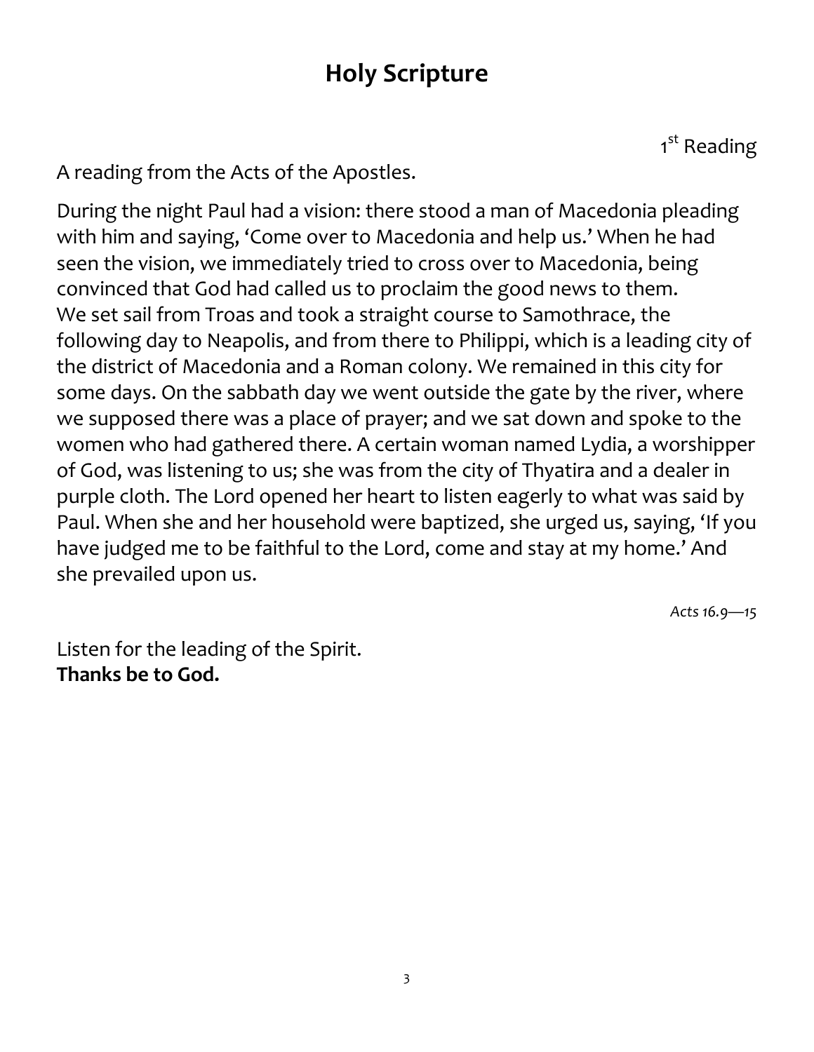## Holy Scripture

1st Reading

A reading from the Acts of the Apostles.

During the night Paul had a vision: there stood a man of Macedonia pleading with him and saying, 'Come over to Macedonia and help us.' When he had seen the vision, we immediately tried to cross over to Macedonia, being convinced that God had called us to proclaim the good news to them. We set sail from Troas and took a straight course to Samothrace, the following day to Neapolis, and from there to Philippi, which is a leading city of the district of Macedonia and a Roman colony. We remained in this city for some days. On the sabbath day we went outside the gate by the river, where we supposed there was a place of prayer; and we sat down and spoke to the women who had gathered there. A certain woman named Lydia, a worshipper of God, was listening to us; she was from the city of Thyatira and a dealer in purple cloth. The Lord opened her heart to listen eagerly to what was said by Paul. When she and her household were baptized, she urged us, saying, 'If you have judged me to be faithful to the Lord, come and stay at my home.' And she prevailed upon us.

*Acts 16.9—15*

Listen for the leading of the Spirit.
**Thanks be to God.**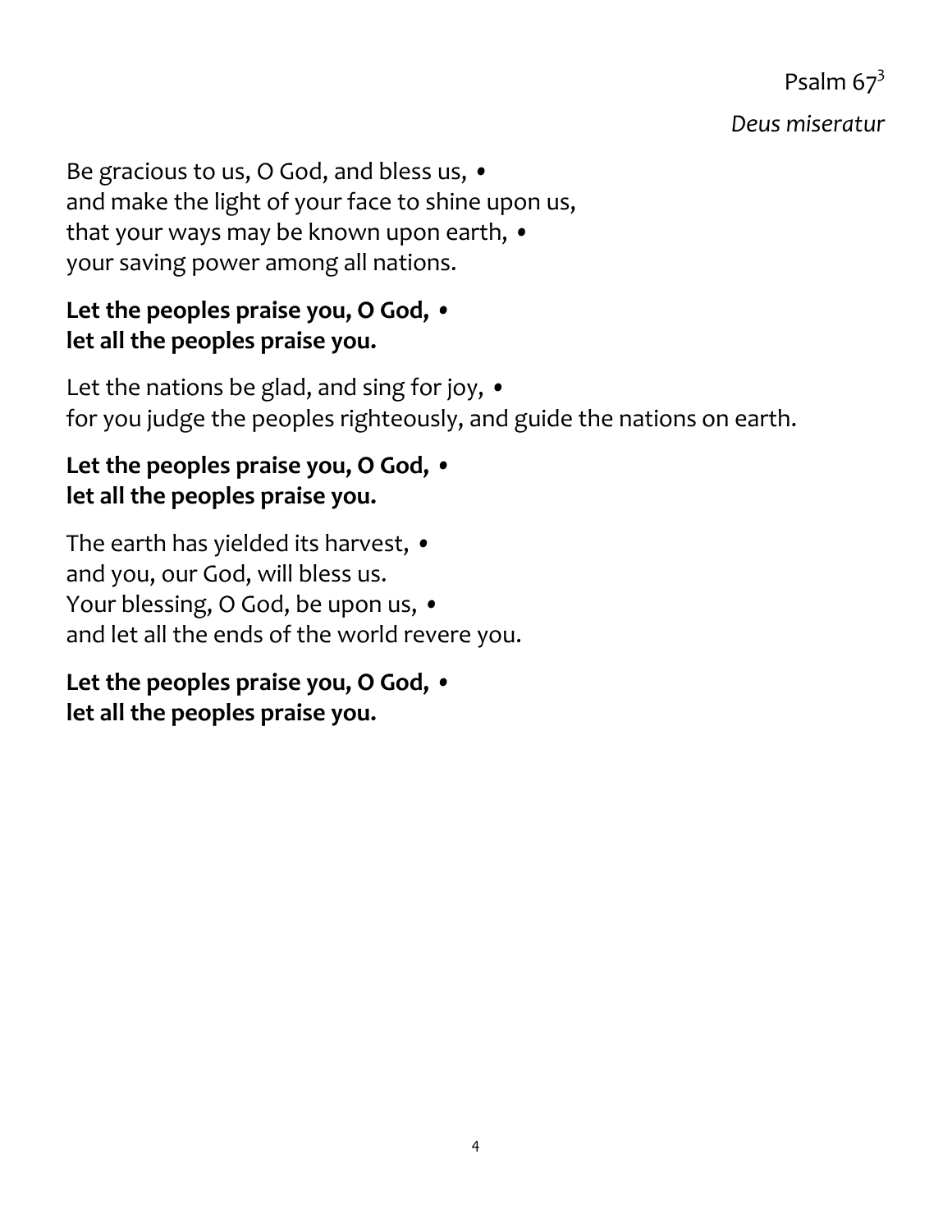Psalm 67[3]

*Deus miseratur*

Be gracious to us, O God, and bless us, •
and make the light of your face to shine upon us,
that your ways may be known upon earth, •
your saving power among all nations.

**Let the peoples praise you, O God, •
let all the peoples praise you.**

Let the nations be glad, and sing for joy, •
for you judge the peoples righteously, and guide the nations on earth.

**Let the peoples praise you, O God, •
let all the peoples praise you.**

The earth has yielded its harvest, •
and you, our God, will bless us.
Your blessing, O God, be upon us, •
and let all the ends of the world revere you.

**Let the peoples praise you, O God, •
let all the peoples praise you.**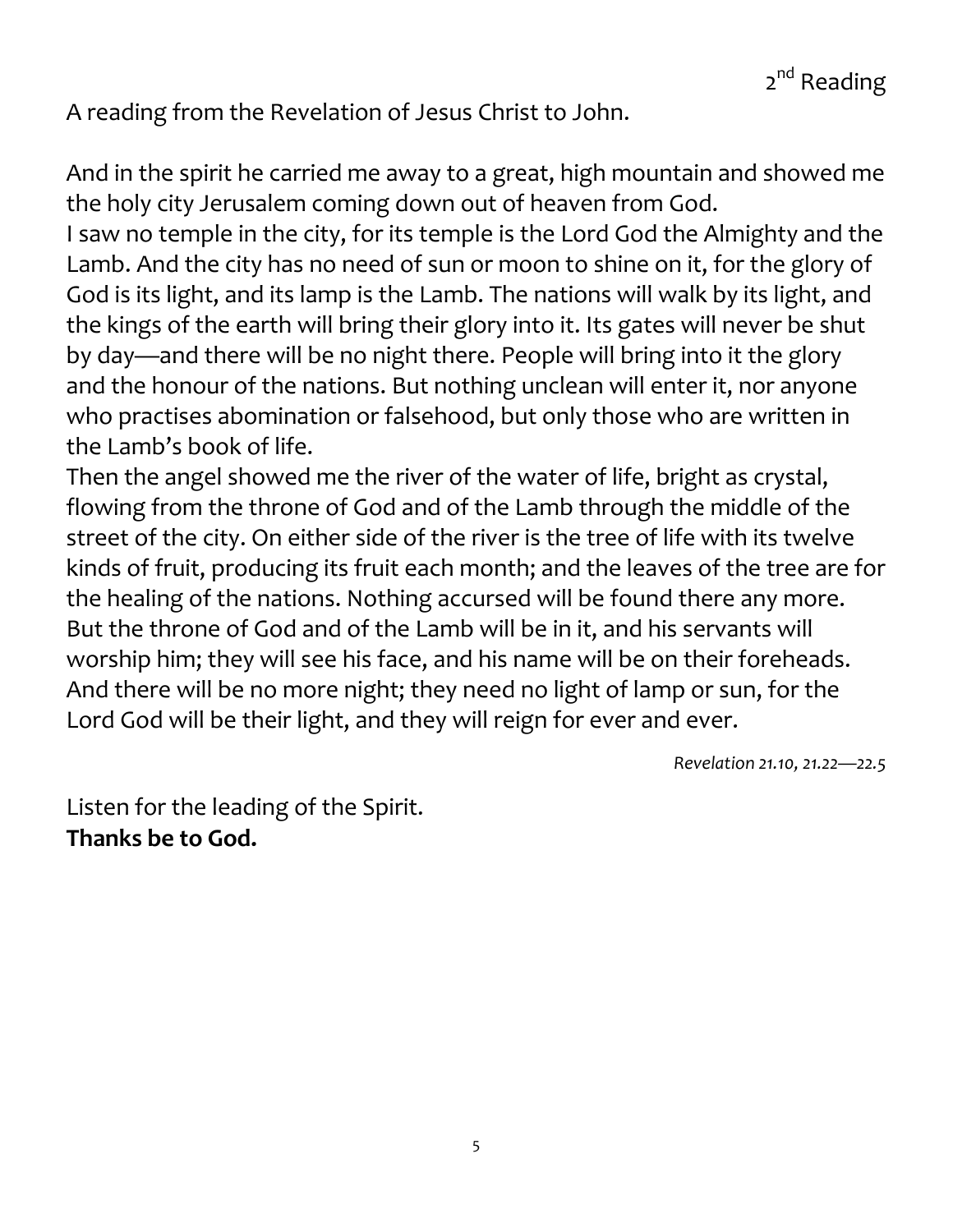2nd Reading

A reading from the Revelation of Jesus Christ to John.

And in the spirit he carried me away to a great, high mountain and showed me the holy city Jerusalem coming down out of heaven from God.
I saw no temple in the city, for its temple is the Lord God the Almighty and the Lamb. And the city has no need of sun or moon to shine on it, for the glory of God is its light, and its lamp is the Lamb. The nations will walk by its light, and the kings of the earth will bring their glory into it. Its gates will never be shut by day—and there will be no night there. People will bring into it the glory and the honour of the nations. But nothing unclean will enter it, nor anyone who practises abomination or falsehood, but only those who are written in the Lamb's book of life.
Then the angel showed me the river of the water of life, bright as crystal, flowing from the throne of God and of the Lamb through the middle of the street of the city. On either side of the river is the tree of life with its twelve kinds of fruit, producing its fruit each month; and the leaves of the tree are for the healing of the nations. Nothing accursed will be found there any more. But the throne of God and of the Lamb will be in it, and his servants will worship him; they will see his face, and his name will be on their foreheads. And there will be no more night; they need no light of lamp or sun, for the Lord God will be their light, and they will reign for ever and ever.

*Revelation 21.10, 21.22—22.5*

Listen for the leading of the Spirit.
**Thanks be to God.**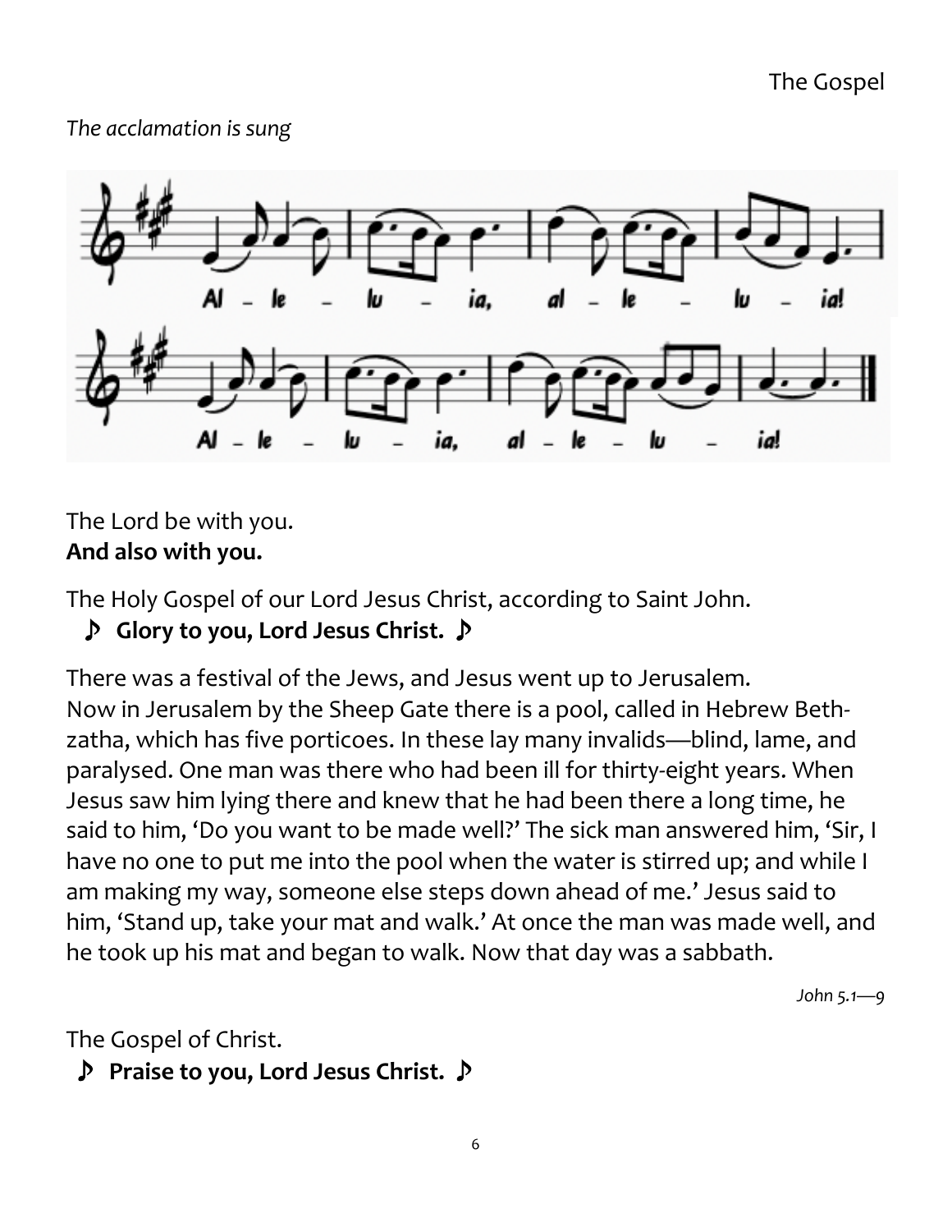The Gospel

*The acclamation is sung*

The Lord be with you.
**And also with you.**

The Holy Gospel of our Lord Jesus Christ, according to Saint John.
♪ **Glory to you, Lord Jesus Christ.** ♪

There was a festival of the Jews, and Jesus went up to Jerusalem. Now in Jerusalem by the Sheep Gate there is a pool, called in Hebrew Beth-zatha, which has five porticoes. In these lay many invalids—blind, lame, and paralysed. One man was there who had been ill for thirty-eight years. When Jesus saw him lying there and knew that he had been there a long time, he said to him, 'Do you want to be made well?' The sick man answered him, 'Sir, I have no one to put me into the pool when the water is stirred up; and while I am making my way, someone else steps down ahead of me.' Jesus said to him, 'Stand up, take your mat and walk.' At once the man was made well, and he took up his mat and began to walk. Now that day was a sabbath.

*John 5.1—9*

The Gospel of Christ.
♪ **Praise to you, Lord Jesus Christ.** ♪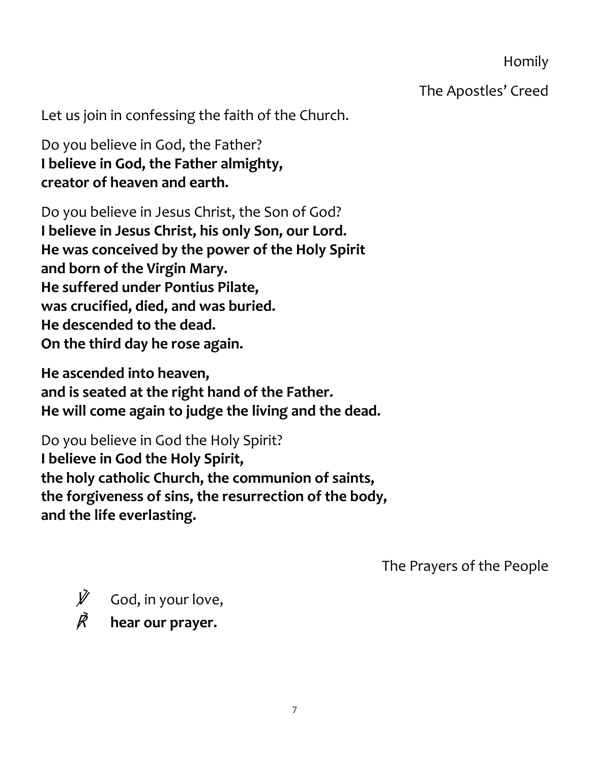Homily

The Apostles' Creed

Let us join in confessing the faith of the Church.

Do you believe in God, the Father?
**I believe in God, the Father almighty,**
**creator of heaven and earth.**

Do you believe in Jesus Christ, the Son of God?
**I believe in Jesus Christ, his only Son, our Lord.**
**He was conceived by the power of the Holy Spirit**
**and born of the Virgin Mary.**
**He suffered under Pontius Pilate,**
**was crucified, died, and was buried.**
**He descended to the dead.**
**On the third day he rose again.**

**He ascended into heaven,**
**and is seated at the right hand of the Father.**
**He will come again to judge the living and the dead.**

Do you believe in God the Holy Spirit?
**I believe in God the Holy Spirit,**
**the holy catholic Church, the communion of saints,**
**the forgiveness of sins, the resurrection of the body,**
**and the life everlasting.**

The Prayers of the People

℣ God, in your love,
℟ **hear our prayer.**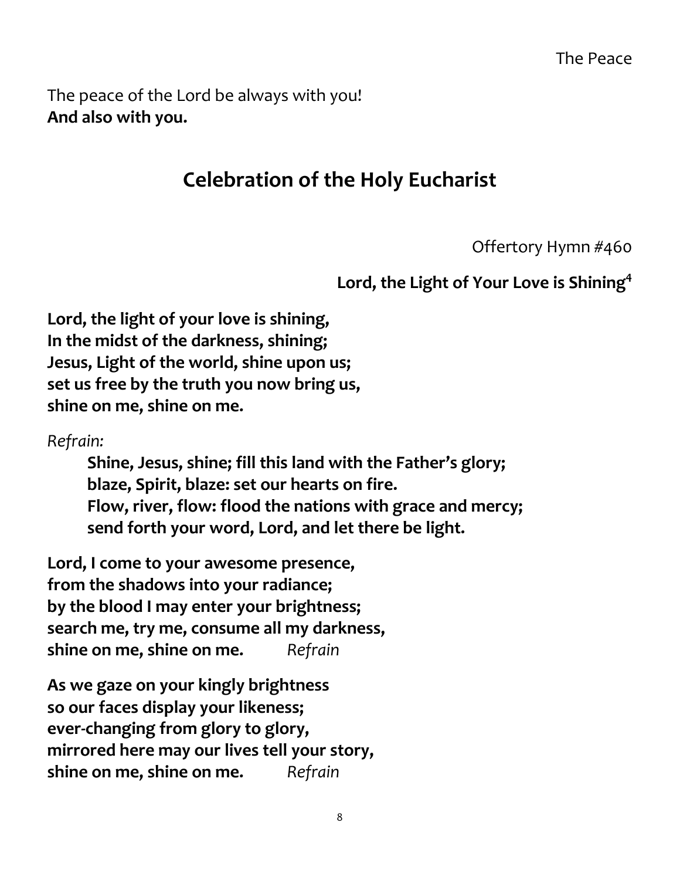The Peace

The peace of the Lord be always with you!
**And also with you.**

## Celebration of the Holy Eucharist

Offertory Hymn #460

**Lord, the Light of Your Love is Shining[4]**

**Lord, the light of your love is shining,**
**In the midst of the darkness, shining;**
**Jesus, Light of the world, shine upon us;**
**set us free by the truth you now bring us,**
**shine on me, shine on me.**

*Refrain:*

> **Shine, Jesus, shine; fill this land with the Father's glory;**
> **blaze, Spirit, blaze: set our hearts on fire.**
> **Flow, river, flow: flood the nations with grace and mercy;**
> **send forth your word, Lord, and let there be light.**

**Lord, I come to your awesome presence,**
**from the shadows into your radiance;**
**by the blood I may enter your brightness;**
**search me, try me, consume all my darkness,**
**shine on me, shine on me.** *Refrain*

**As we gaze on your kingly brightness**
**so our faces display your likeness;**
**ever-changing from glory to glory,**
**mirrored here may our lives tell your story,**
**shine on me, shine on me.** *Refrain*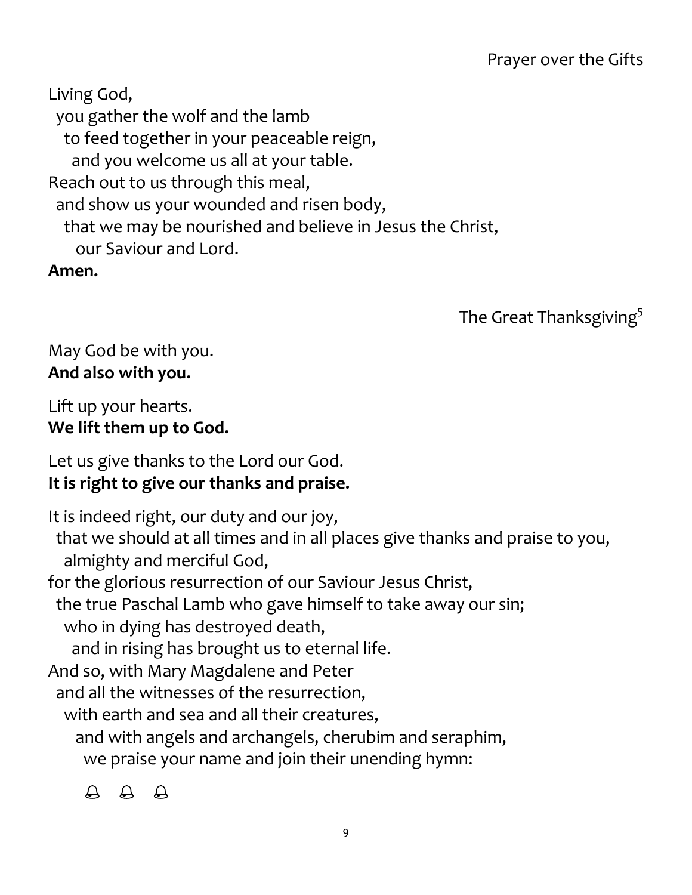Prayer over the Gifts

Living God,
you gather the wolf and the lamb
to feed together in your peaceable reign,
and you welcome us all at your table.
Reach out to us through this meal,
and show us your wounded and risen body,
that we may be nourished and believe in Jesus the Christ,
our Saviour and Lord.
**Amen.**

The Great Thanksgiving[5]

May God be with you.
**And also with you.**

Lift up your hearts.
**We lift them up to God.**

Let us give thanks to the Lord our God.
**It is right to give our thanks and praise.**

It is indeed right, our duty and our joy,
that we should at all times and in all places give thanks and praise to you,
almighty and merciful God,
for the glorious resurrection of our Saviour Jesus Christ,
the true Paschal Lamb who gave himself to take away our sin;
who in dying has destroyed death,
and in rising has brought us to eternal life.
And so, with Mary Magdalene and Peter
and all the witnesses of the resurrection,
with earth and sea and all their creatures,
and with angels and archangels, cherubim and seraphim,
we praise your name and join their unending hymn:

🔔 🔔 🔔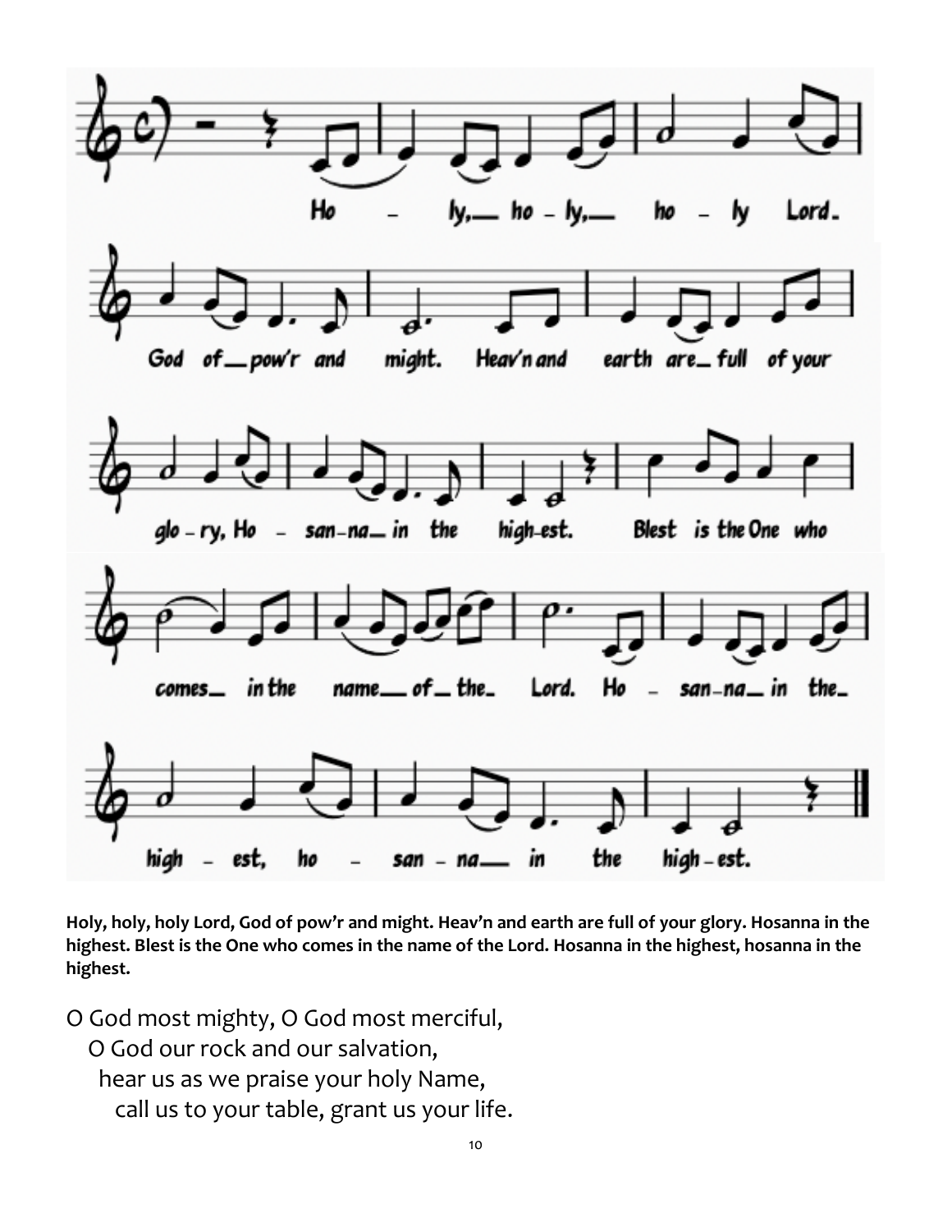**Holy, holy, holy Lord, God of pow'r and might. Heav'n and earth are full of your glory. Hosanna in the highest. Blest is the One who comes in the name of the Lord. Hosanna in the highest, hosanna in the highest.**

O God most mighty, O God most merciful,
O God our rock and our salvation,
hear us as we praise your holy Name,
call us to your table, grant us your life.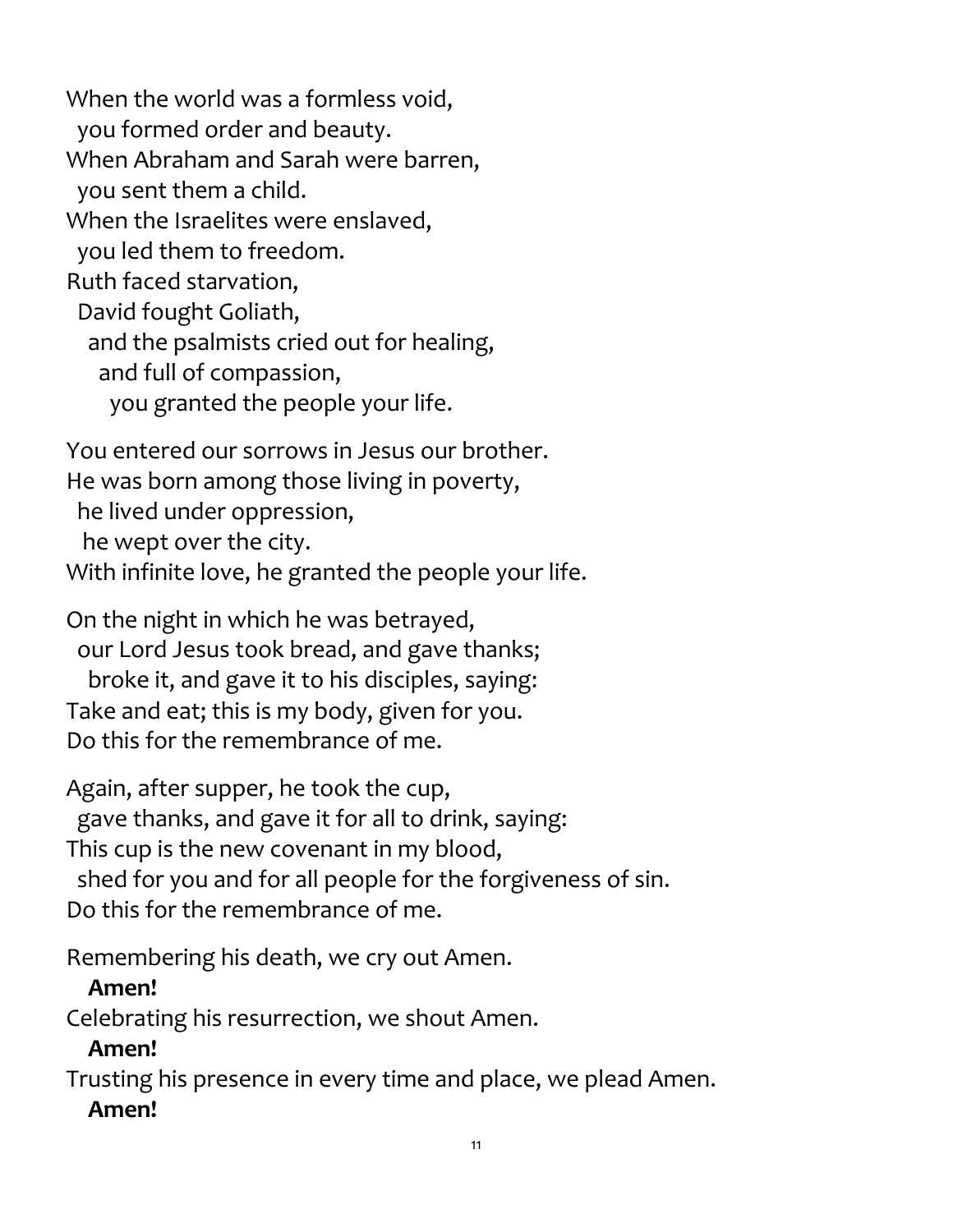When the world was a formless void,
  you formed order and beauty.
When Abraham and Sarah were barren,
  you sent them a child.
When the Israelites were enslaved,
  you led them to freedom.
Ruth faced starvation,
  David fought Goliath,
    and the psalmists cried out for healing,
      and full of compassion,
        you granted the people your life.

You entered our sorrows in Jesus our brother.
He was born among those living in poverty,
  he lived under oppression,
  he wept over the city.
With infinite love, he granted the people your life.

On the night in which he was betrayed,
  our Lord Jesus took bread, and gave thanks;
    broke it, and gave it to his disciples, saying:
Take and eat; this is my body, given for you.
Do this for the remembrance of me.

Again, after supper, he took the cup,
  gave thanks, and gave it for all to drink, saying:
This cup is the new covenant in my blood,
  shed for you and for all people for the forgiveness of sin.
Do this for the remembrance of me.

Remembering his death, we cry out Amen.
  **Amen!**
Celebrating his resurrection, we shout Amen.
  **Amen!**
Trusting his presence in every time and place, we plead Amen.
  **Amen!**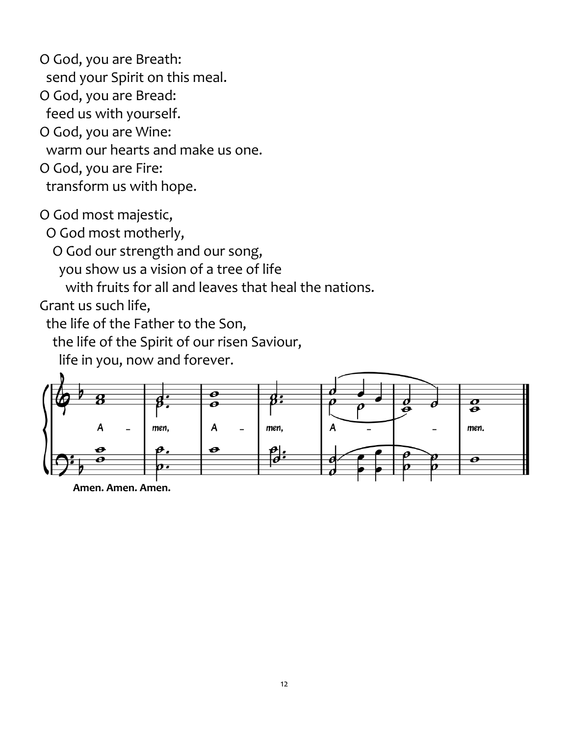O God, you are Breath:
  send your Spirit on this meal.
O God, you are Bread:
  feed us with yourself.
O God, you are Wine:
  warm our hearts and make us one.
O God, you are Fire:
  transform us with hope.

O God most majestic,
  O God most motherly,
    O God our strength and our song,
      you show us a vision of a tree of life
        with fruits for all and leaves that heal the nations.
Grant us such life,
  the life of the Father to the Son,
    the life of the Spirit of our risen Saviour,
      life in you, now and forever.

**Amen. Amen. Amen.**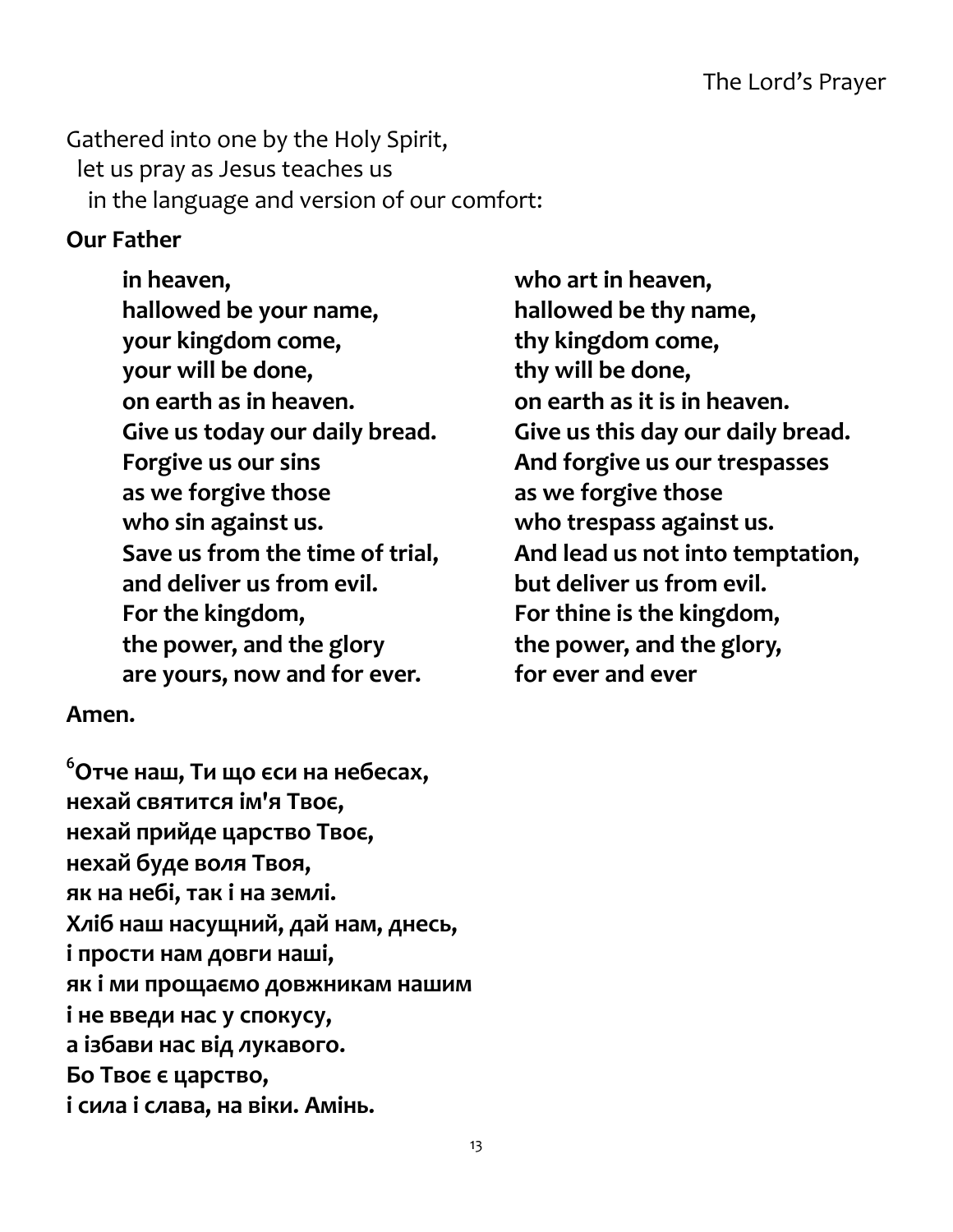## The Lord's Prayer

Gathered into one by the Holy Spirit,
let us pray as Jesus teaches us
in the language and version of our comfort:

**Our Father**

**in heaven,**
**hallowed be your name,**
**your kingdom come,**
**your will be done,**
**on earth as in heaven.**
**Give us today our daily bread.**
**Forgive us our sins**
**as we forgive those**
**who sin against us.**
**Save us from the time of trial,**
**and deliver us from evil.**
**For the kingdom,**
**the power, and the glory**
**are yours, now and for ever.**

**who art in heaven,**
**hallowed be thy name,**
**thy kingdom come,**
**thy will be done,**
**on earth as it is in heaven.**
**Give us this day our daily bread.**
**And forgive us our trespasses**
**as we forgive those**
**who trespass against us.**
**And lead us not into temptation,**
**but deliver us from evil.**
**For thine is the kingdom,**
**the power, and the glory,**
**for ever and ever**

**Amen.**

[6]**Отче наш, Ти що єси на небесах,**
**нехай святится ім'я Твоє,**
**нехай прийде царство Твоє,**
**нехай буде воля Твоя,**
**як на небі, так і на землі.**
**Хліб наш насущний, дай нам, днесь,**
**і прости нам довги наші,**
**як і ми прощаємо довжникам нашим**
**і не введи нас у спокусу,**
**а ізбави нас від лукавого.**
**Бо Твоє є царство,**
**і сила і слава, на віки. Амінь.**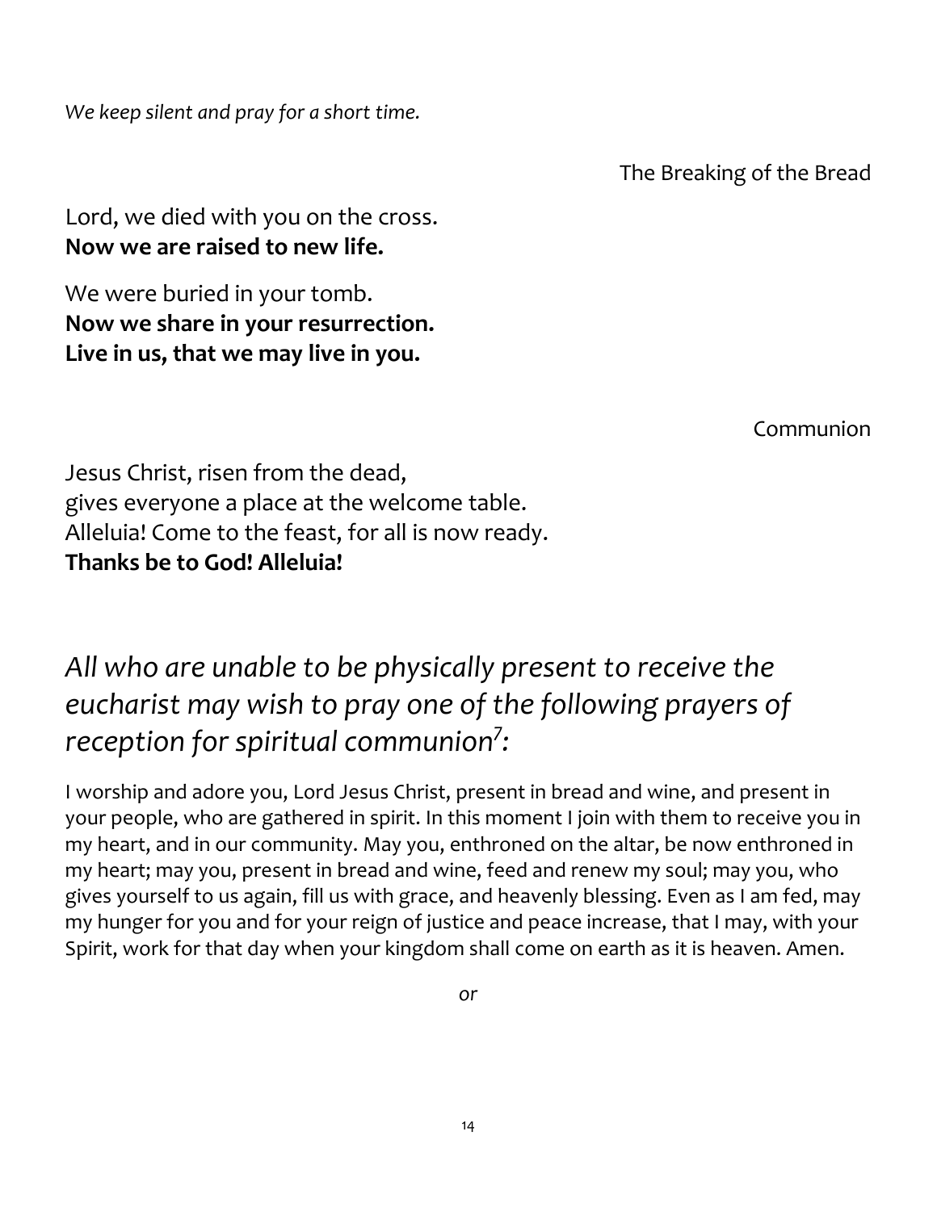*We keep silent and pray for a short time.*

The Breaking of the Bread

Lord, we died with you on the cross.
**Now we are raised to new life.**

We were buried in your tomb.
**Now we share in your resurrection.**
**Live in us, that we may live in you.**

Communion

Jesus Christ, risen from the dead,
gives everyone a place at the welcome table.
Alleluia! Come to the feast, for all is now ready.
**Thanks be to God! Alleluia!**

## *All who are unable to be physically present to receive the eucharist may wish to pray one of the following prayers of reception for spiritual communion[7]:*

I worship and adore you, Lord Jesus Christ, present in bread and wine, and present in your people, who are gathered in spirit. In this moment I join with them to receive you in my heart, and in our community. May you, enthroned on the altar, be now enthroned in my heart; may you, present in bread and wine, feed and renew my soul; may you, who gives yourself to us again, fill us with grace, and heavenly blessing. Even as I am fed, may my hunger for you and for your reign of justice and peace increase, that I may, with your Spirit, work for that day when your kingdom shall come on earth as it is heaven. Amen.

*or*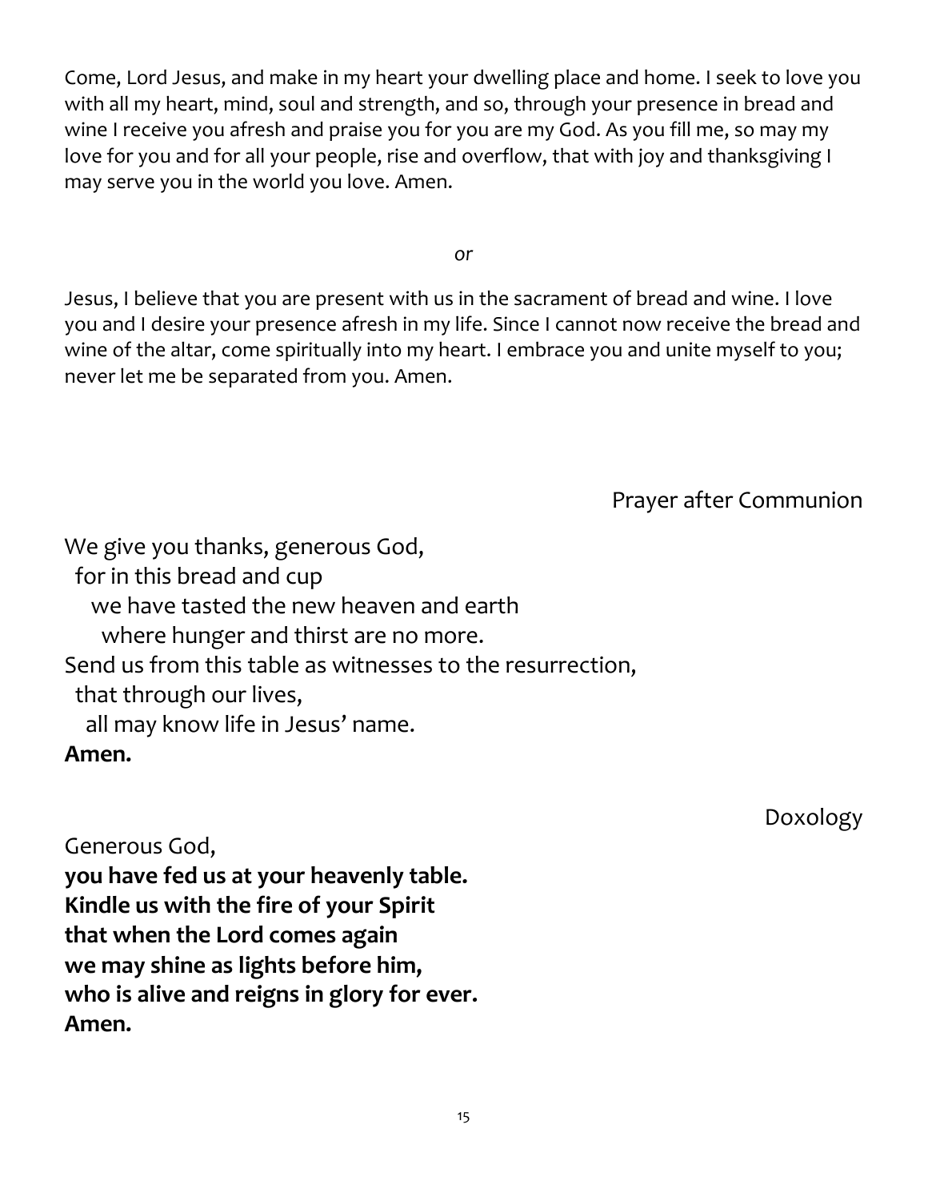Come, Lord Jesus, and make in my heart your dwelling place and home. I seek to love you with all my heart, mind, soul and strength, and so, through your presence in bread and wine I receive you afresh and praise you for you are my God. As you fill me, so may my love for you and for all your people, rise and overflow, that with joy and thanksgiving I may serve you in the world you love. Amen.

*or*

Jesus, I believe that you are present with us in the sacrament of bread and wine. I love you and I desire your presence afresh in my life. Since I cannot now receive the bread and wine of the altar, come spiritually into my heart. I embrace you and unite myself to you; never let me be separated from you. Amen.

## Prayer after Communion

We give you thanks, generous God,
for in this bread and cup
we have tasted the new heaven and earth
where hunger and thirst are no more.
Send us from this table as witnesses to the resurrection,
that through our lives,
all may know life in Jesus' name.
**Amen.**

## Doxology

Generous God,
**you have fed us at your heavenly table.**
**Kindle us with the fire of your Spirit**
**that when the Lord comes again**
**we may shine as lights before him,**
**who is alive and reigns in glory for ever.**
**Amen.**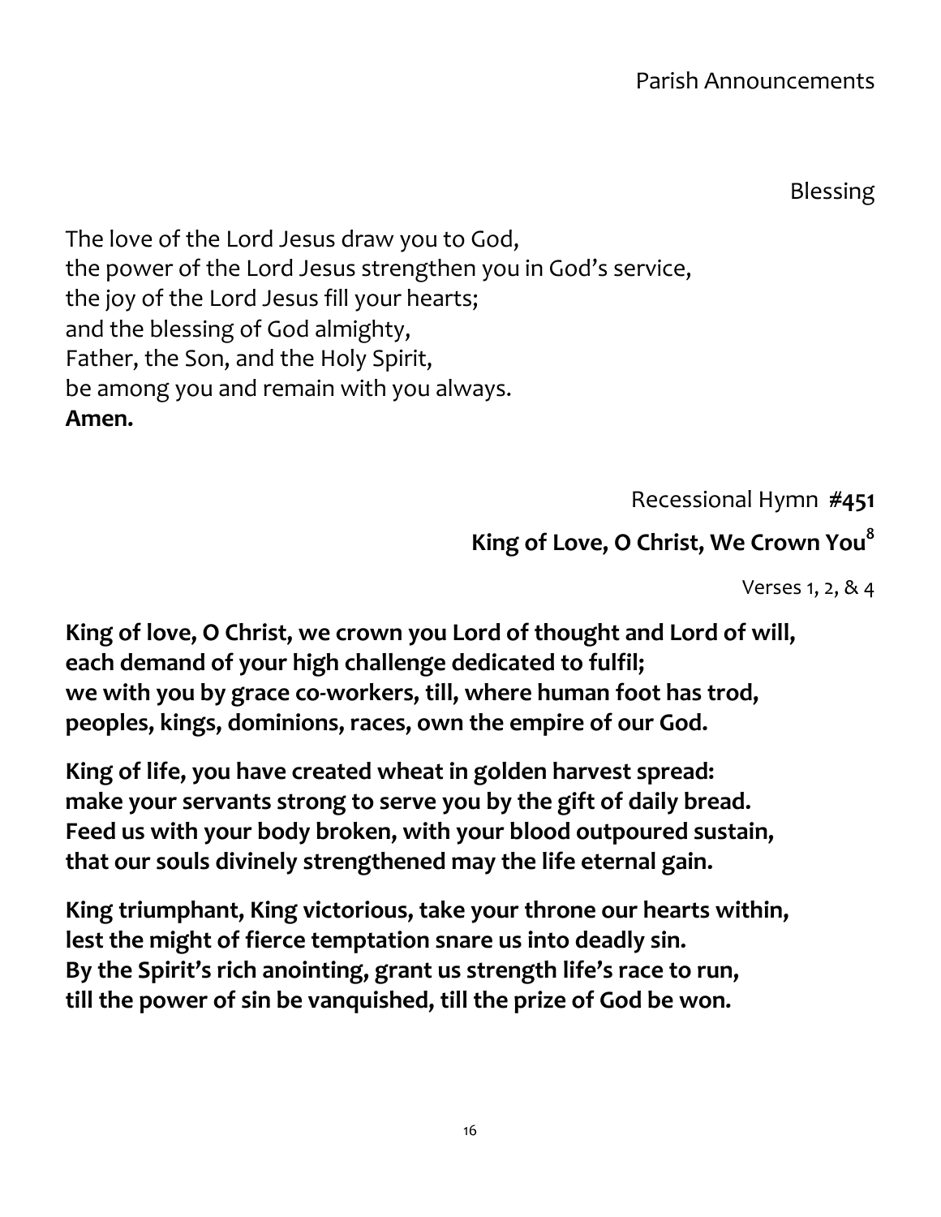## Parish Announcements

## Blessing

The love of the Lord Jesus draw you to God,
the power of the Lord Jesus strengthen you in God's service,
the joy of the Lord Jesus fill your hearts;
and the blessing of God almighty,
Father, the Son, and the Holy Spirit,
be among you and remain with you always.
**Amen.**

## Recessional Hymn **#451**

### King of Love, O Christ, We Crown You[8]

Verses 1, 2, & 4

**King of love, O Christ, we crown you Lord of thought and Lord of will,
each demand of your high challenge dedicated to fulfil;
we with you by grace co-workers, till, where human foot has trod,
peoples, kings, dominions, races, own the empire of our God.**

**King of life, you have created wheat in golden harvest spread:
make your servants strong to serve you by the gift of daily bread.
Feed us with your body broken, with your blood outpoured sustain,
that our souls divinely strengthened may the life eternal gain.**

**King triumphant, King victorious, take your throne our hearts within,
lest the might of fierce temptation snare us into deadly sin.
By the Spirit's rich anointing, grant us strength life's race to run,
till the power of sin be vanquished, till the prize of God be won.**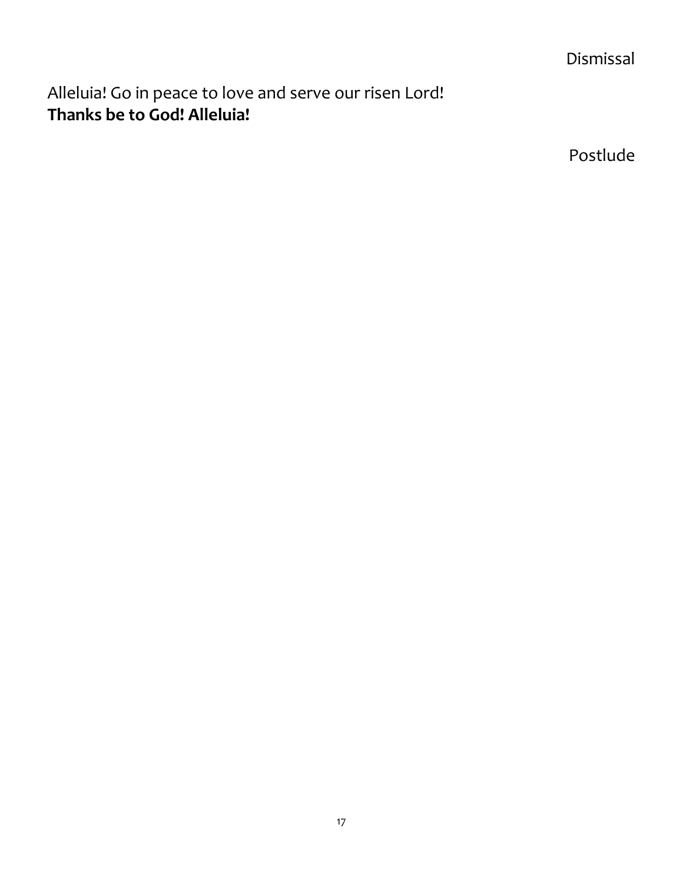Dismissal

Alleluia! Go in peace to love and serve our risen Lord!
**Thanks be to God! Alleluia!**

Postlude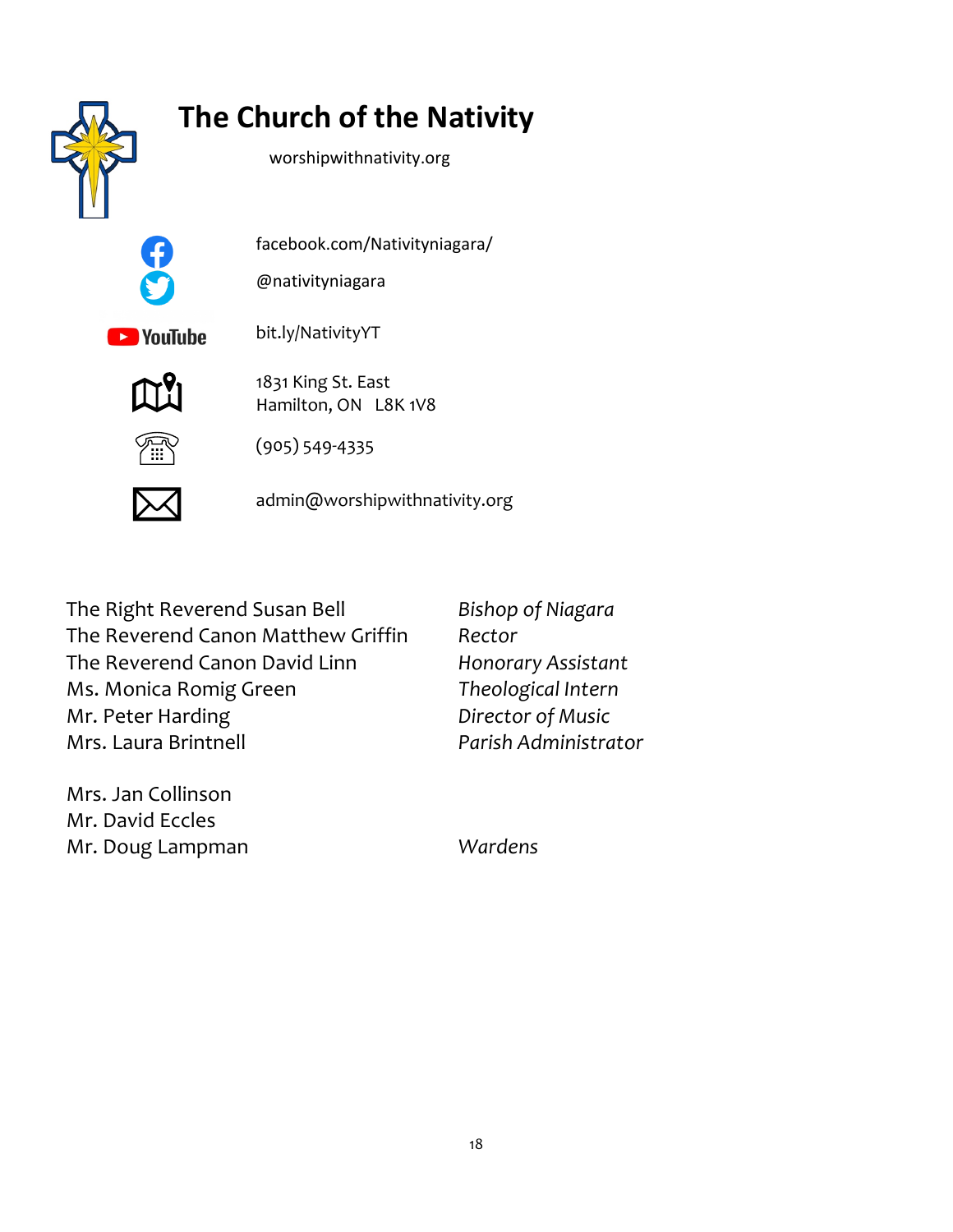# The Church of the Nativity

worshipwithnativity.org

facebook.com/Nativityniagara/

@nativityniagara

YouTube bit.ly/NativityYT

1831 King St. East
Hamilton, ON L8K 1V8

(905) 549-4335

admin@worshipwithnativity.org

| | |
|---|---|
| The Right Reverend Susan Bell | *Bishop of Niagara* |
| The Reverend Canon Matthew Griffin | *Rector* |
| The Reverend Canon David Linn | *Honorary Assistant* |
| Ms. Monica Romig Green | *Theological Intern* |
| Mr. Peter Harding | *Director of Music* |
| Mrs. Laura Brintnell | *Parish Administrator* |

Mrs. Jan Collinson
Mr. David Eccles
Mr. Doug Lampman — *Wardens*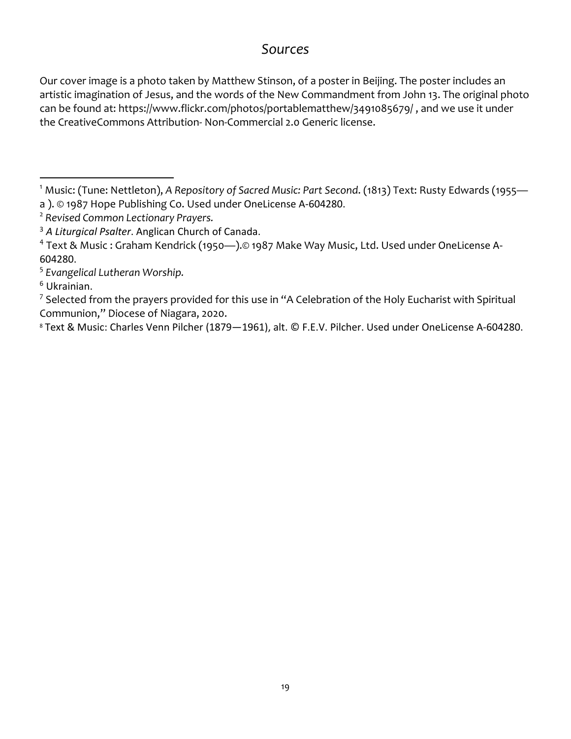# *Sources*

Our cover image is a photo taken by Matthew Stinson, of a poster in Beijing. The poster includes an artistic imagination of Jesus, and the words of the New Commandment from John 13. The original photo can be found at: https://www.flickr.com/photos/portablematthew/3491085679/ , and we use it under the CreativeCommons Attribution- Non-Commercial 2.0 Generic license.

---

[1] Music: (Tune: Nettleton), *A Repository of Sacred Music: Part Second*. (1813) Text: Rusty Edwards (1955—a ). © 1987 Hope Publishing Co. Used under OneLicense A-604280.

[2] *Revised Common Lectionary Prayers.*

[3] *A Liturgical Psalter*. Anglican Church of Canada.

[4] Text & Music : Graham Kendrick (1950—).© 1987 Make Way Music, Ltd. Used under OneLicense A-604280.

[5] *Evangelical Lutheran Worship.*

[6] Ukrainian.

[7] Selected from the prayers provided for this use in "A Celebration of the Holy Eucharist with Spiritual Communion," Diocese of Niagara, 2020.

[8] Text & Music: Charles Venn Pilcher (1879—1961), alt. © F.E.V. Pilcher. Used under OneLicense A-604280.